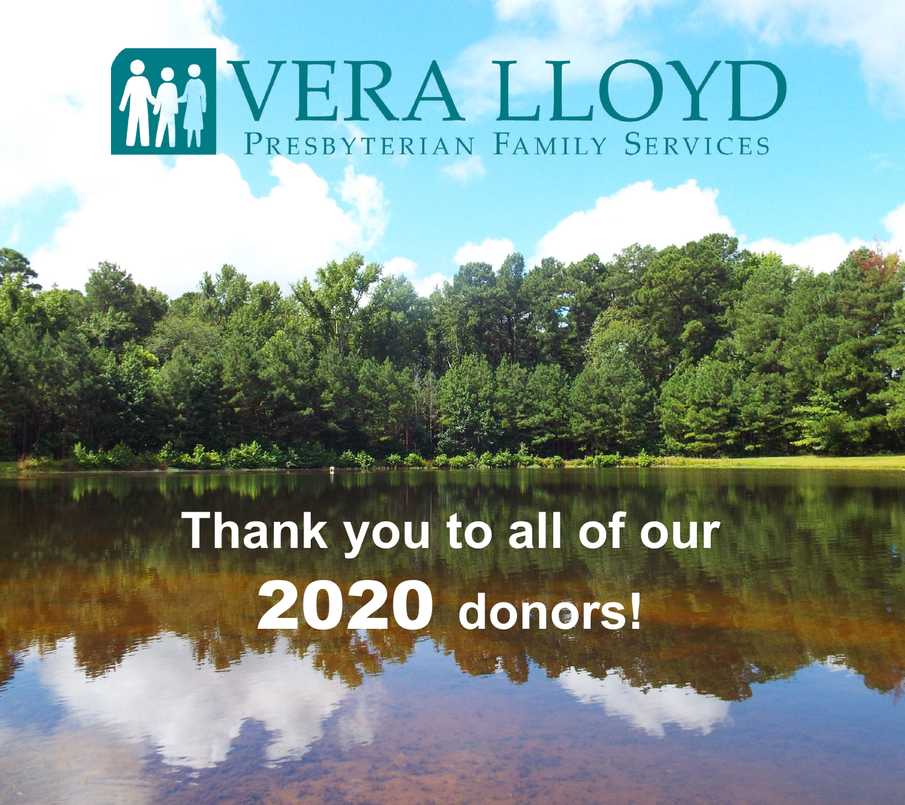# VERA LLOYD

PRESBYTERIAN FAMILY SERVICES

## Thank you to all of our 2020 donors!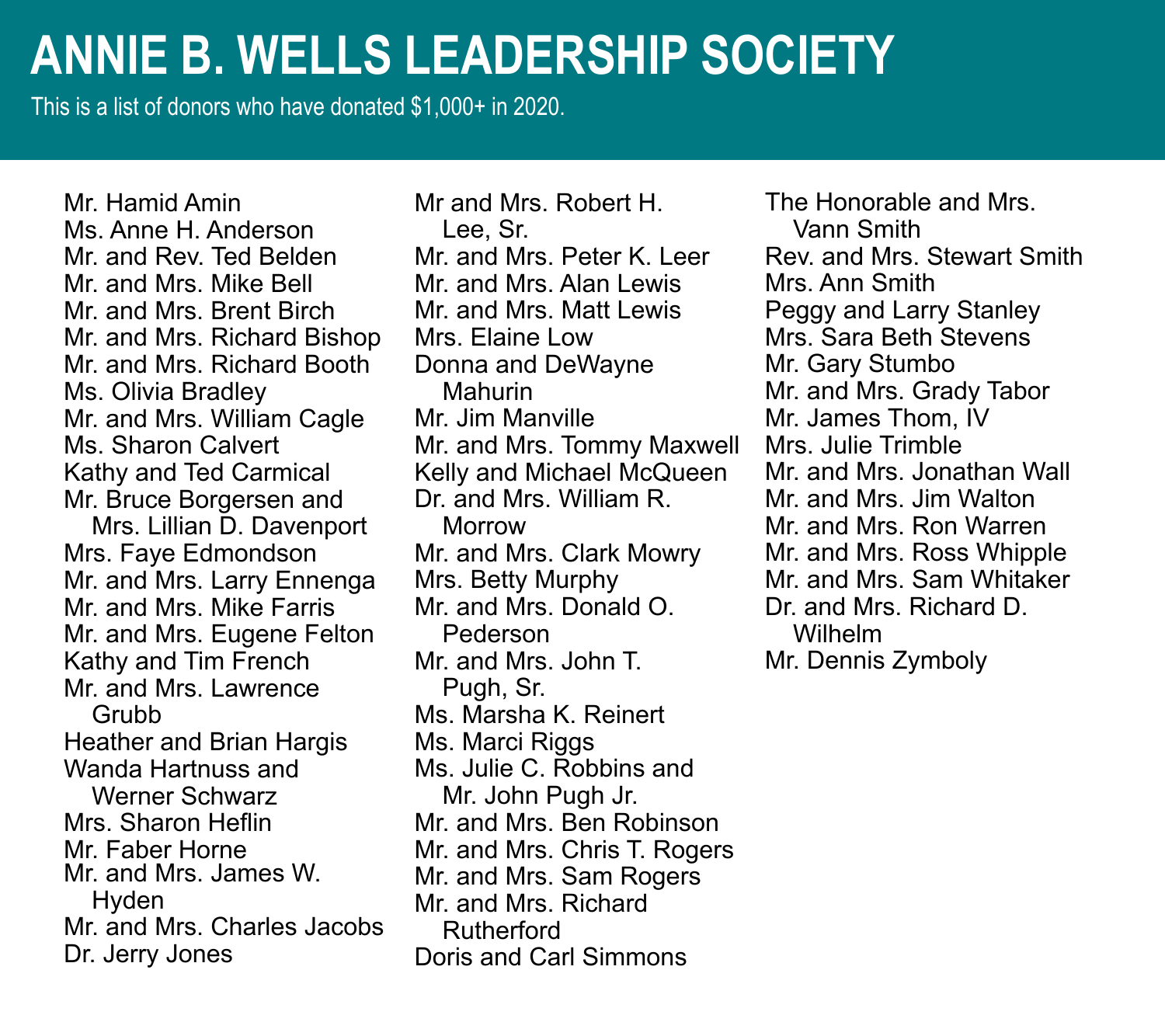# ANNIE B. WELLS LEADERSHIP SOCIETY

This is a list of donors who have donated $1,000+ in 2020.

Mr. Hamid Amin
Ms. Anne H. Anderson
Mr. and Rev. Ted Belden
Mr. and Mrs. Mike Bell
Mr. and Mrs. Brent Birch
Mr. and Mrs. Richard Bishop
Mr. and Mrs. Richard Booth
Ms. Olivia Bradley
Mr. and Mrs. William Cagle
Ms. Sharon Calvert
Kathy and Ted Carmical
Mr. Bruce Borgersen and Mrs. Lillian D. Davenport
Mrs. Faye Edmondson
Mr. and Mrs. Larry Ennenga
Mr. and Mrs. Mike Farris
Mr. and Mrs. Eugene Felton
Kathy and Tim French
Mr. and Mrs. Lawrence Grubb
Heather and Brian Hargis
Wanda Hartnuss and Werner Schwarz
Mrs. Sharon Heflin
Mr. Faber Horne
Mr. and Mrs. James W. Hyden
Mr. and Mrs. Charles Jacobs
Dr. Jerry Jones
Mr and Mrs. Robert H. Lee, Sr.
Mr. and Mrs. Peter K. Leer
Mr. and Mrs. Alan Lewis
Mr. and Mrs. Matt Lewis
Mrs. Elaine Low
Donna and DeWayne Mahurin
Mr. Jim Manville
Mr. and Mrs. Tommy Maxwell
Kelly and Michael McQueen
Dr. and Mrs. William R. Morrow
Mr. and Mrs. Clark Mowry
Mrs. Betty Murphy
Mr. and Mrs. Donald O. Pederson
Mr. and Mrs. John T. Pugh, Sr.
Ms. Marsha K. Reinert
Ms. Marci Riggs
Ms. Julie C. Robbins and Mr. John Pugh Jr.
Mr. and Mrs. Ben Robinson
Mr. and Mrs. Chris T. Rogers
Mr. and Mrs. Sam Rogers
Mr. and Mrs. Richard Rutherford
Doris and Carl Simmons
The Honorable and Mrs. Vann Smith
Rev. and Mrs. Stewart Smith
Mrs. Ann Smith
Peggy and Larry Stanley
Mrs. Sara Beth Stevens
Mr. Gary Stumbo
Mr. and Mrs. Grady Tabor
Mr. James Thom, IV
Mrs. Julie Trimble
Mr. and Mrs. Jonathan Wall
Mr. and Mrs. Jim Walton
Mr. and Mrs. Ron Warren
Mr. and Mrs. Ross Whipple
Mr. and Mrs. Sam Whitaker
Dr. and Mrs. Richard D. Wilhelm
Mr. Dennis Zymboly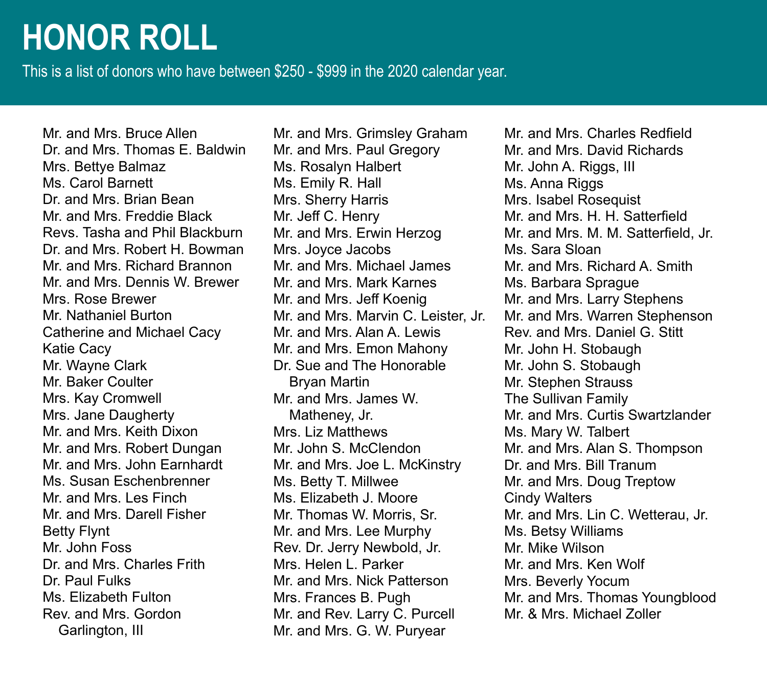# HONOR ROLL

This is a list of donors who have between $250 - $999 in the 2020 calendar year.

Mr. and Mrs. Bruce Allen
Dr. and Mrs. Thomas E. Baldwin
Mrs. Bettye Balmaz
Ms. Carol Barnett
Dr. and Mrs. Brian Bean
Mr. and Mrs. Freddie Black
Revs. Tasha and Phil Blackburn
Dr. and Mrs. Robert H. Bowman
Mr. and Mrs. Richard Brannon
Mr. and Mrs. Dennis W. Brewer
Mrs. Rose Brewer
Mr. Nathaniel Burton
Catherine and Michael Cacy
Katie Cacy
Mr. Wayne Clark
Mr. Baker Coulter
Mrs. Kay Cromwell
Mrs. Jane Daugherty
Mr. and Mrs. Keith Dixon
Mr. and Mrs. Robert Dungan
Mr. and Mrs. John Earnhardt
Ms. Susan Eschenbrenner
Mr. and Mrs. Les Finch
Mr. and Mrs. Darell Fisher
Betty Flynt
Mr. John Foss
Dr. and Mrs. Charles Frith
Dr. Paul Fulks
Ms. Elizabeth Fulton
Rev. and Mrs. Gordon Garlington, III
Mr. and Mrs. Grimsley Graham
Mr. and Mrs. Paul Gregory
Ms. Rosalyn Halbert
Ms. Emily R. Hall
Mrs. Sherry Harris
Mr. Jeff C. Henry
Mr. and Mrs. Erwin Herzog
Mrs. Joyce Jacobs
Mr. and Mrs. Michael James
Mr. and Mrs. Mark Karnes
Mr. and Mrs. Jeff Koenig
Mr. and Mrs. Marvin C. Leister, Jr.
Mr. and Mrs. Alan A. Lewis
Mr. and Mrs. Emon Mahony
Dr. Sue and The Honorable Bryan Martin
Mr. and Mrs. James W. Matheney, Jr.
Mrs. Liz Matthews
Mr. John S. McClendon
Mr. and Mrs. Joe L. McKinstry
Ms. Betty T. Millwee
Ms. Elizabeth J. Moore
Mr. Thomas W. Morris, Sr.
Mr. and Mrs. Lee Murphy
Rev. Dr. Jerry Newbold, Jr.
Mrs. Helen L. Parker
Mr. and Mrs. Nick Patterson
Mrs. Frances B. Pugh
Mr. and Rev. Larry C. Purcell
Mr. and Mrs. G. W. Puryear
Mr. and Mrs. Charles Redfield
Mr. and Mrs. David Richards
Mr. John A. Riggs, III
Ms. Anna Riggs
Mrs. Isabel Rosequist
Mr. and Mrs. H. H. Satterfield
Mr. and Mrs. M. M. Satterfield, Jr.
Ms. Sara Sloan
Mr. and Mrs. Richard A. Smith
Ms. Barbara Sprague
Mr. and Mrs. Larry Stephens
Mr. and Mrs. Warren Stephenson
Rev. and Mrs. Daniel G. Stitt
Mr. John H. Stobaugh
Mr. John S. Stobaugh
Mr. Stephen Strauss
The Sullivan Family
Mr. and Mrs. Curtis Swartzlander
Ms. Mary W. Talbert
Mr. and Mrs. Alan S. Thompson
Dr. and Mrs. Bill Tranum
Mr. and Mrs. Doug Treptow
Cindy Walters
Mr. and Mrs. Lin C. Wetterau, Jr.
Ms. Betsy Williams
Mr. Mike Wilson
Mr. and Mrs. Ken Wolf
Mrs. Beverly Yocum
Mr. and Mrs. Thomas Youngblood
Mr. & Mrs. Michael Zoller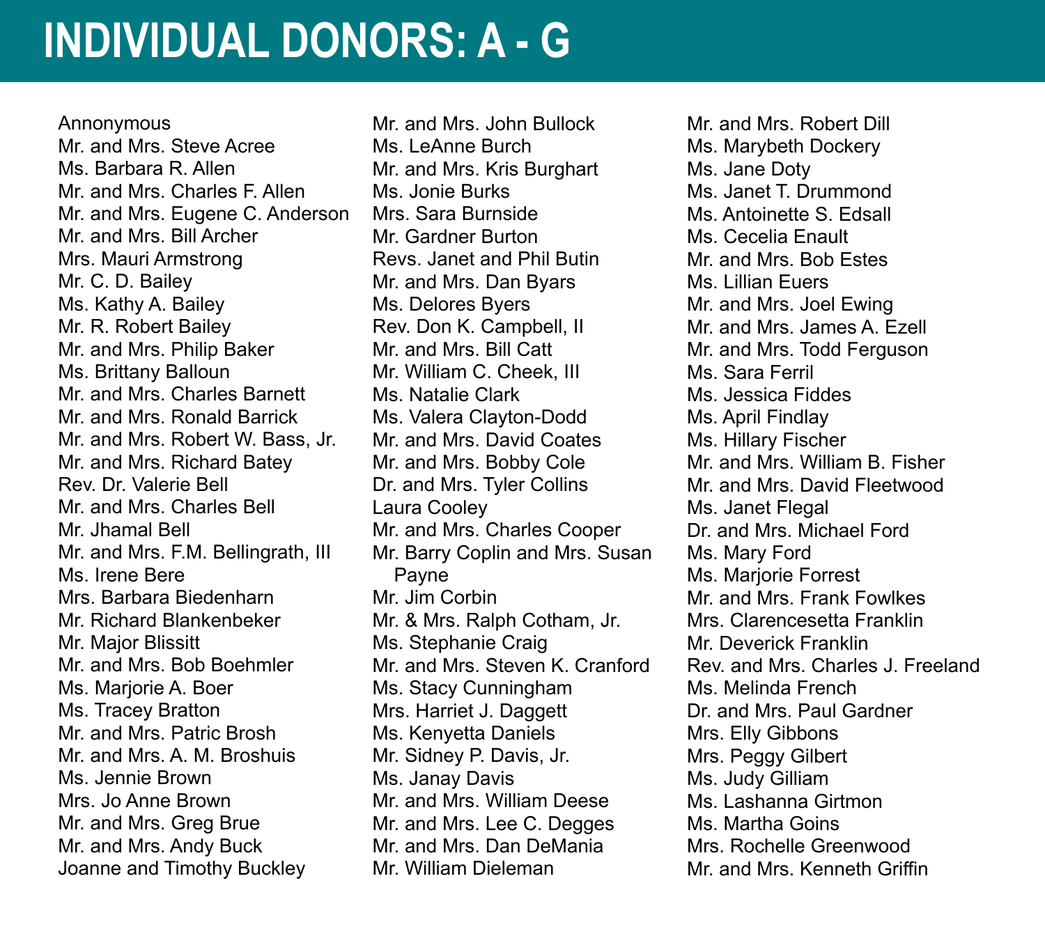# INDIVIDUAL DONORS: A - G

Annonymous
Mr. and Mrs. Steve Acree
Ms. Barbara R. Allen
Mr. and Mrs. Charles F. Allen
Mr. and Mrs. Eugene C. Anderson
Mr. and Mrs. Bill Archer
Mrs. Mauri Armstrong
Mr. C. D. Bailey
Ms. Kathy A. Bailey
Mr. R. Robert Bailey
Mr. and Mrs. Philip Baker
Ms. Brittany Balloun
Mr. and Mrs. Charles Barnett
Mr. and Mrs. Ronald Barrick
Mr. and Mrs. Robert W. Bass, Jr.
Mr. and Mrs. Richard Batey
Rev. Dr. Valerie Bell
Mr. and Mrs. Charles Bell
Mr. Jhamal Bell
Mr. and Mrs. F.M. Bellingrath, III
Ms. Irene Bere
Mrs. Barbara Biedenharn
Mr. Richard Blankenbeker
Mr. Major Blissitt
Mr. and Mrs. Bob Boehmler
Ms. Marjorie A. Boer
Ms. Tracey Bratton
Mr. and Mrs. Patric Brosh
Mr. and Mrs. A. M. Broshuis
Ms. Jennie Brown
Mrs. Jo Anne Brown
Mr. and Mrs. Greg Brue
Mr. and Mrs. Andy Buck
Joanne and Timothy Buckley
Mr. and Mrs. John Bullock
Ms. LeAnne Burch
Mr. and Mrs. Kris Burghart
Ms. Jonie Burks
Mrs. Sara Burnside
Mr. Gardner Burton
Revs. Janet and Phil Butin
Mr. and Mrs. Dan Byars
Ms. Delores Byers
Rev. Don K. Campbell, II
Mr. and Mrs. Bill Catt
Mr. William C. Cheek, III
Ms. Natalie Clark
Ms. Valera Clayton-Dodd
Mr. and Mrs. David Coates
Mr. and Mrs. Bobby Cole
Dr. and Mrs. Tyler Collins
Laura Cooley
Mr. and Mrs. Charles Cooper
Mr. Barry Coplin and Mrs. Susan Payne
Mr. Jim Corbin
Mr. & Mrs. Ralph Cotham, Jr.
Ms. Stephanie Craig
Mr. and Mrs. Steven K. Cranford
Ms. Stacy Cunningham
Mrs. Harriet J. Daggett
Ms. Kenyetta Daniels
Mr. Sidney P. Davis, Jr.
Ms. Janay Davis
Mr. and Mrs. William Deese
Mr. and Mrs. Lee C. Degges
Mr. and Mrs. Dan DeMania
Mr. William Dieleman
Mr. and Mrs. Robert Dill
Ms. Marybeth Dockery
Ms. Jane Doty
Ms. Janet T. Drummond
Ms. Antoinette S. Edsall
Ms. Cecelia Enault
Mr. and Mrs. Bob Estes
Ms. Lillian Euers
Mr. and Mrs. Joel Ewing
Mr. and Mrs. James A. Ezell
Mr. and Mrs. Todd Ferguson
Ms. Sara Ferril
Ms. Jessica Fiddes
Ms. April Findlay
Ms. Hillary Fischer
Mr. and Mrs. William B. Fisher
Mr. and Mrs. David Fleetwood
Ms. Janet Flegal
Dr. and Mrs. Michael Ford
Ms. Mary Ford
Ms. Marjorie Forrest
Mr. and Mrs. Frank Fowlkes
Mrs. Clarencesetta Franklin
Mr. Deverick Franklin
Rev. and Mrs. Charles J. Freeland
Ms. Melinda French
Dr. and Mrs. Paul Gardner
Mrs. Elly Gibbons
Mrs. Peggy Gilbert
Ms. Judy Gilliam
Ms. Lashanna Girtmon
Ms. Martha Goins
Mrs. Rochelle Greenwood
Mr. and Mrs. Kenneth Griffin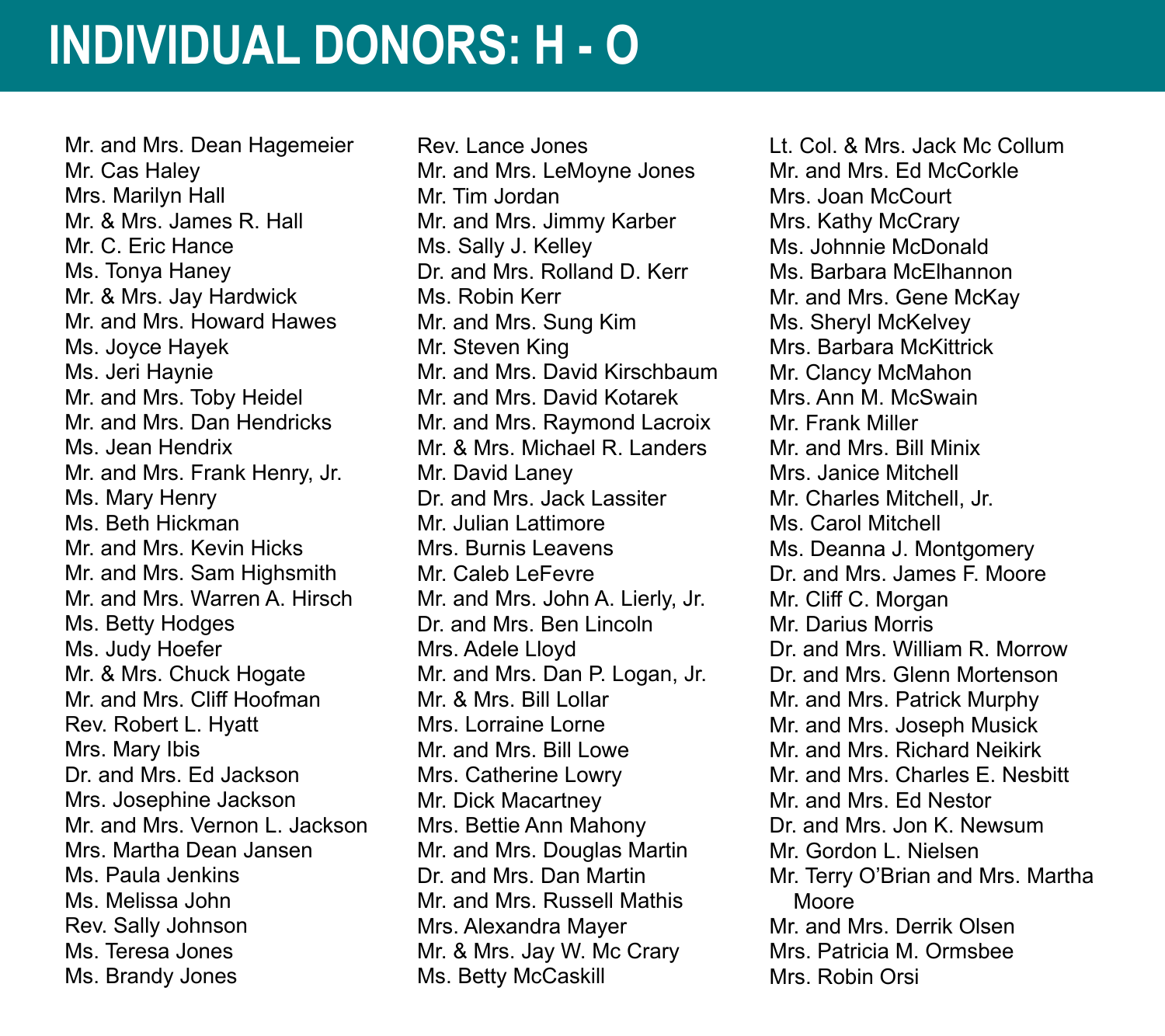# INDIVIDUAL DONORS: H - O

Mr. and Mrs. Dean Hagemeier
Mr. Cas Haley
Mrs. Marilyn Hall
Mr. & Mrs. James R. Hall
Mr. C. Eric Hance
Ms. Tonya Haney
Mr. & Mrs. Jay Hardwick
Mr. and Mrs. Howard Hawes
Ms. Joyce Hayek
Ms. Jeri Haynie
Mr. and Mrs. Toby Heidel
Mr. and Mrs. Dan Hendricks
Ms. Jean Hendrix
Mr. and Mrs. Frank Henry, Jr.
Ms. Mary Henry
Ms. Beth Hickman
Mr. and Mrs. Kevin Hicks
Mr. and Mrs. Sam Highsmith
Mr. and Mrs. Warren A. Hirsch
Ms. Betty Hodges
Ms. Judy Hoefer
Mr. & Mrs. Chuck Hogate
Mr. and Mrs. Cliff Hoofman
Rev. Robert L. Hyatt
Mrs. Mary Ibis
Dr. and Mrs. Ed Jackson
Mrs. Josephine Jackson
Mr. and Mrs. Vernon L. Jackson
Mrs. Martha Dean Jansen
Ms. Paula Jenkins
Ms. Melissa John
Rev. Sally Johnson
Ms. Teresa Jones
Ms. Brandy Jones
Rev. Lance Jones
Mr. and Mrs. LeMoyne Jones
Mr. Tim Jordan
Mr. and Mrs. Jimmy Karber
Ms. Sally J. Kelley
Dr. and Mrs. Rolland D. Kerr
Ms. Robin Kerr
Mr. and Mrs. Sung Kim
Mr. Steven King
Mr. and Mrs. David Kirschbaum
Mr. and Mrs. David Kotarek
Mr. and Mrs. Raymond Lacroix
Mr. & Mrs. Michael R. Landers
Mr. David Laney
Dr. and Mrs. Jack Lassiter
Mr. Julian Lattimore
Mrs. Burnis Leavens
Mr. Caleb LeFevre
Mr. and Mrs. John A. Lierly, Jr.
Dr. and Mrs. Ben Lincoln
Mrs. Adele Lloyd
Mr. and Mrs. Dan P. Logan, Jr.
Mr. & Mrs. Bill Lollar
Mrs. Lorraine Lorne
Mr. and Mrs. Bill Lowe
Mrs. Catherine Lowry
Mr. Dick Macartney
Mrs. Bettie Ann Mahony
Mr. and Mrs. Douglas Martin
Dr. and Mrs. Dan Martin
Mr. and Mrs. Russell Mathis
Mrs. Alexandra Mayer
Mr. & Mrs. Jay W. Mc Crary
Ms. Betty McCaskill
Lt. Col. & Mrs. Jack Mc Collum
Mr. and Mrs. Ed McCorkle
Mrs. Joan McCourt
Mrs. Kathy McCrary
Ms. Johnnie McDonald
Ms. Barbara McElhannon
Mr. and Mrs. Gene McKay
Ms. Sheryl McKelvey
Mrs. Barbara McKittrick
Mr. Clancy McMahon
Mrs. Ann M. McSwain
Mr. Frank Miller
Mr. and Mrs. Bill Minix
Mrs. Janice Mitchell
Mr. Charles Mitchell, Jr.
Ms. Carol Mitchell
Ms. Deanna J. Montgomery
Dr. and Mrs. James F. Moore
Mr. Cliff C. Morgan
Mr. Darius Morris
Dr. and Mrs. William R. Morrow
Dr. and Mrs. Glenn Mortenson
Mr. and Mrs. Patrick Murphy
Mr. and Mrs. Joseph Musick
Mr. and Mrs. Richard Neikirk
Mr. and Mrs. Charles E. Nesbitt
Mr. and Mrs. Ed Nestor
Dr. and Mrs. Jon K. Newsum
Mr. Gordon L. Nielsen
Mr. Terry O'Brian and Mrs. Martha Moore
Mr. and Mrs. Derrik Olsen
Mrs. Patricia M. Ormsbee
Mrs. Robin Orsi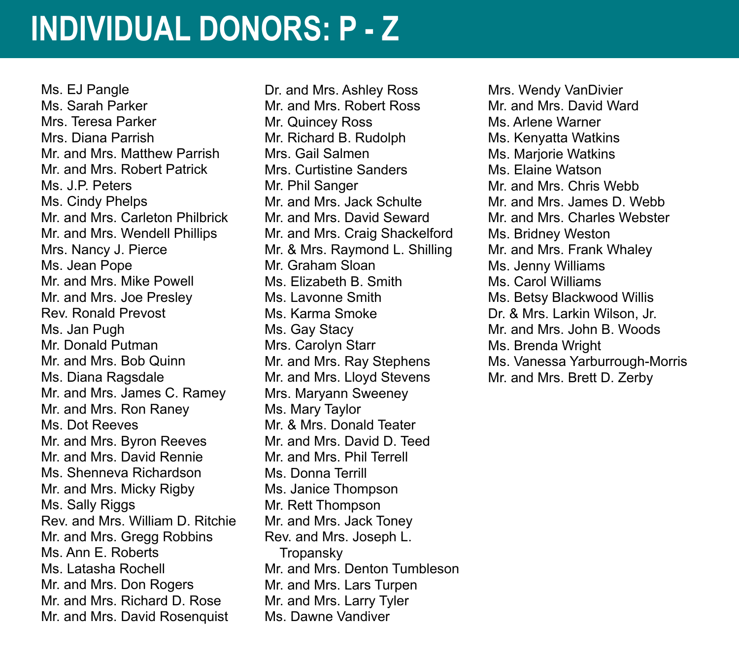# INDIVIDUAL DONORS: P - Z

Ms. EJ Pangle
Ms. Sarah Parker
Mrs. Teresa Parker
Mrs. Diana Parrish
Mr. and Mrs. Matthew Parrish
Mr. and Mrs. Robert Patrick
Ms. J.P. Peters
Ms. Cindy Phelps
Mr. and Mrs. Carleton Philbrick
Mr. and Mrs. Wendell Phillips
Mrs. Nancy J. Pierce
Ms. Jean Pope
Mr. and Mrs. Mike Powell
Mr. and Mrs. Joe Presley
Rev. Ronald Prevost
Ms. Jan Pugh
Mr. Donald Putman
Mr. and Mrs. Bob Quinn
Ms. Diana Ragsdale
Mr. and Mrs. James C. Ramey
Mr. and Mrs. Ron Raney
Ms. Dot Reeves
Mr. and Mrs. Byron Reeves
Mr. and Mrs. David Rennie
Ms. Shenneva Richardson
Mr. and Mrs. Micky Rigby
Ms. Sally Riggs
Rev. and Mrs. William D. Ritchie
Mr. and Mrs. Gregg Robbins
Ms. Ann E. Roberts
Ms. Latasha Rochell
Mr. and Mrs. Don Rogers
Mr. and Mrs. Richard D. Rose
Mr. and Mrs. David Rosenquist
Dr. and Mrs. Ashley Ross
Mr. and Mrs. Robert Ross
Mr. Quincey Ross
Mr. Richard B. Rudolph
Mrs. Gail Salmen
Mrs. Curtistine Sanders
Mr. Phil Sanger
Mr. and Mrs. Jack Schulte
Mr. and Mrs. David Seward
Mr. and Mrs. Craig Shackelford
Mr. & Mrs. Raymond L. Shilling
Mr. Graham Sloan
Ms. Elizabeth B. Smith
Ms. Lavonne Smith
Ms. Karma Smoke
Ms. Gay Stacy
Mrs. Carolyn Starr
Mr. and Mrs. Ray Stephens
Mr. and Mrs. Lloyd Stevens
Mrs. Maryann Sweeney
Ms. Mary Taylor
Mr. & Mrs. Donald Teater
Mr. and Mrs. David D. Teed
Mr. and Mrs. Phil Terrell
Ms. Donna Terrill
Ms. Janice Thompson
Mr. Rett Thompson
Mr. and Mrs. Jack Toney
Rev. and Mrs. Joseph L. Tropansky
Mr. and Mrs. Denton Tumbleson
Mr. and Mrs. Lars Turpen
Mr. and Mrs. Larry Tyler
Ms. Dawne Vandiver
Mrs. Wendy VanDivier
Mr. and Mrs. David Ward
Ms. Arlene Warner
Ms. Kenyatta Watkins
Ms. Marjorie Watkins
Ms. Elaine Watson
Mr. and Mrs. Chris Webb
Mr. and Mrs. James D. Webb
Mr. and Mrs. Charles Webster
Ms. Bridney Weston
Mr. and Mrs. Frank Whaley
Ms. Jenny Williams
Ms. Carol Williams
Ms. Betsy Blackwood Willis
Dr. & Mrs. Larkin Wilson, Jr.
Mr. and Mrs. John B. Woods
Ms. Brenda Wright
Ms. Vanessa Yarburrough-Morris
Mr. and Mrs. Brett D. Zerby